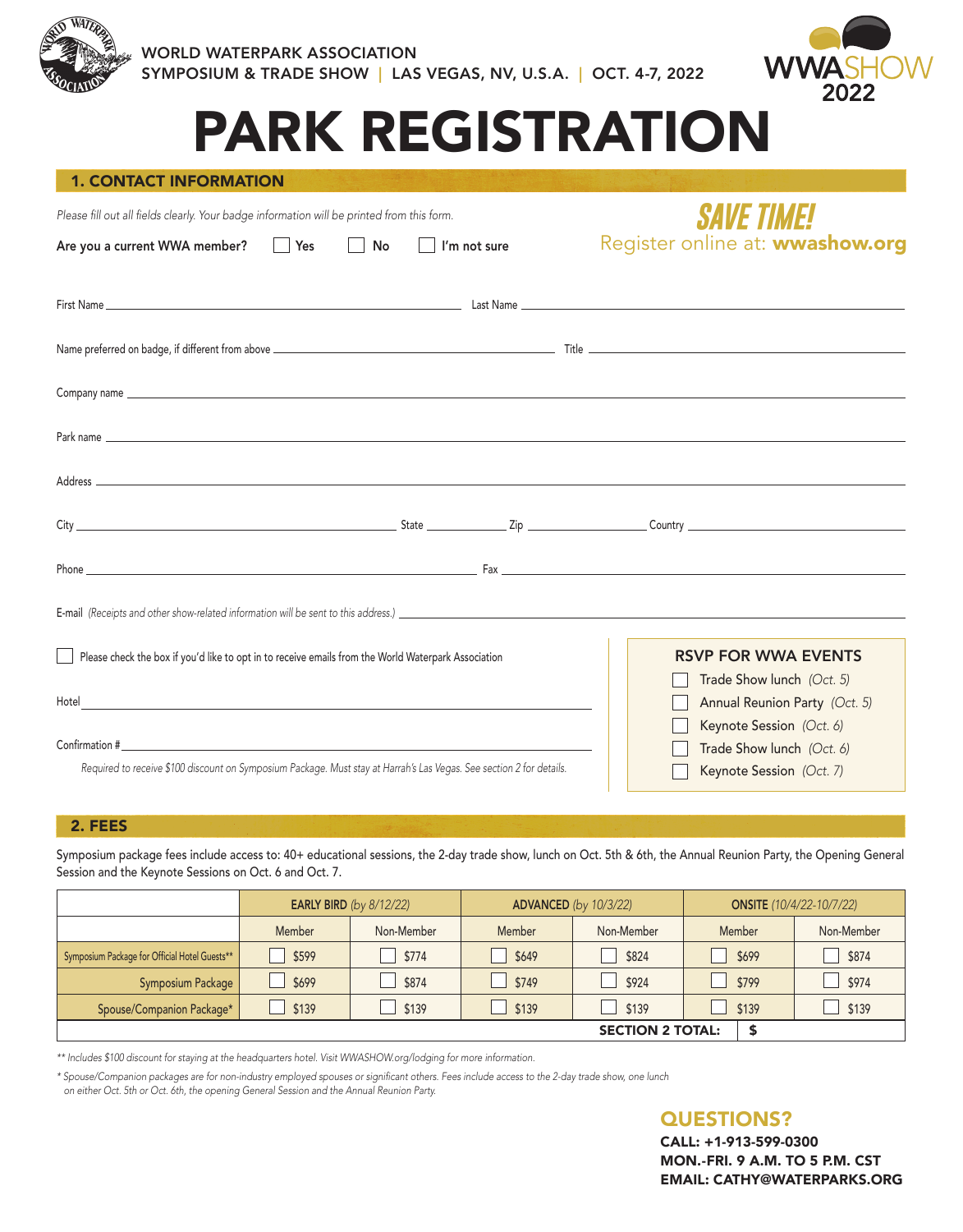WORLD WATERPARK ASSOCIATION
SYMPOSIUM & TRADE SHOW | LAS VEGAS, NV, U.S.A. | OCT. 4-7, 2022

WWASHOW 2022

# PARK REGISTRATION

## 1. CONTACT INFORMATION

*Please fill out all fields clearly. Your badge information will be printed from this form.*

**SAVE TIME!** Register online at: **wwashow.org**

Are you a current WWA member? ☐ Yes ☐ No ☐ I'm not sure

First Name ______________________ Last Name ______________________

Name preferred on badge, if different from above ______________________ Title ______________________

Company name ______________________

Park name ______________________

Address ______________________

City ______________ State ________ Zip ________ Country ______________

Phone ______________________ Fax ______________________

E-mail *(Receipts and other show-related information will be sent to this address.)* ______________________

☐ Please check the box if you'd like to opt in to receive emails from the World Waterpark Association

Hotel ______________________

Confirmation # ______________________

*Required to receive $100 discount on Symposium Package. Must stay at Harrah's Las Vegas. See section 2 for details.*

### RSVP FOR WWA EVENTS

- ☐ Trade Show lunch *(Oct. 5)*
- ☐ Annual Reunion Party *(Oct. 5)*
- ☐ Keynote Session *(Oct. 6)*
- ☐ Trade Show lunch *(Oct. 6)*
- ☐ Keynote Session *(Oct. 7)*

## 2. FEES

Symposium package fees include access to: 40+ educational sessions, the 2-day trade show, lunch on Oct. 5th & 6th, the Annual Reunion Party, the Opening General Session and the Keynote Sessions on Oct. 6 and Oct. 7.

| | **EARLY BIRD** *(by 8/12/22)* | | **ADVANCED** *(by 10/3/22)* | | **ONSITE** *(10/4/22-10/7/22)* | |
|---|---|---|---|---|---|---|
| | Member | Non-Member | Member | Non-Member | Member | Non-Member |
| Symposium Package for Official Hotel Guests** | ☐ $599 | ☐ $774 | ☐ $649 | ☐ $824 | ☐ $699 | ☐ $874 |
| Symposium Package | ☐ $699 | ☐ $874 | ☐ $749 | ☐ $924 | ☐ $799 | ☐ $974 |
| Spouse/Companion Package* | ☐ $139 | ☐ $139 | ☐ $139 | ☐ $139 | ☐ $139 | ☐ $139 |
| | | | | **SECTION 2 TOTAL:** | $ | |

*\** Includes $100 discount for staying at the headquarters hotel. Visit WWASHOW.org/lodging for more information.*

** Spouse/Companion packages are for non-industry employed spouses or significant others. Fees include access to the 2-day trade show, one lunch on either Oct. 5th or Oct. 6th, the opening General Session and the Annual Reunion Party.*

### QUESTIONS?

**CALL: +1-913-599-0300**
**MON.-FRI. 9 A.M. TO 5 P.M. CST**
**EMAIL: CATHY@WATERPARKS.ORG**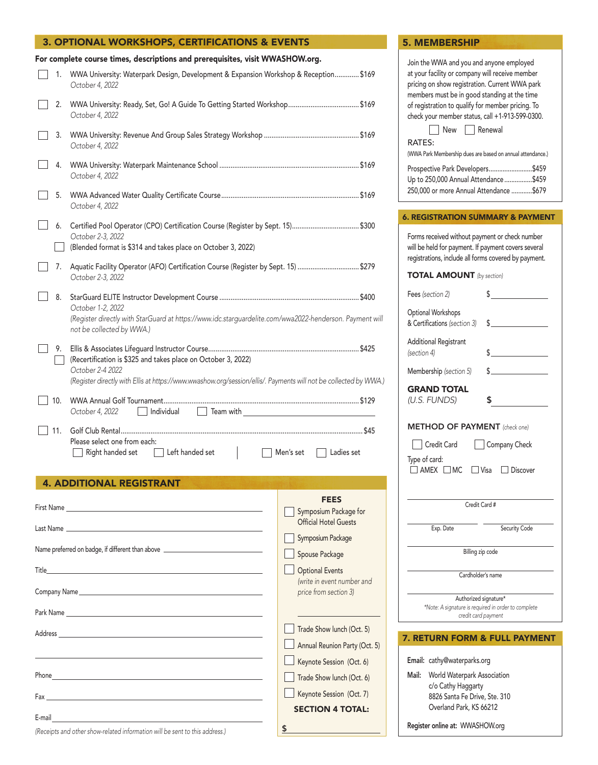## 3. OPTIONAL WORKSHOPS, CERTIFICATIONS & EVENTS

**For complete course times, descriptions and prerequisites, visit WWASHOW.org.**

- ☐ 1. WWA University: Waterpark Design, Development & Expansion Workshop & Reception............. $169
  *October 4, 2022*
- ☐ 2. WWA University: Ready, Set, Go! A Guide To Getting Started Workshop...................................... $169
  *October 4, 2022*
- ☐ 3. WWA University: Revenue And Group Sales Strategy Workshop .................................................. $169
  *October 4, 2022*
- ☐ 4. WWA University: Waterpark Maintenance School .......................................................................... $169
  *October 4, 2022*
- ☐ 5. WWA Advanced Water Quality Certificate Course........................................................................... $169
  *October 4, 2022*
- ☐ 6. Certified Pool Operator (CPO) Certification Course (Register by Sept. 15).................................... $300
  *October 2-3, 2022*
  ☐ (Blended format is $314 and takes place on October 3, 2022)
- ☐ 7. Aquatic Facility Operator (AFO) Certification Course (Register by Sept. 15) ................................. $279
  *October 2-3, 2022*
- ☐ 8. StarGuard ELITE Instructor Development Course ........................................................................... $400
  *October 1-2, 2022*
  *(Register directly with StarGuard at https://www.idc.starguardelite.com/wwa2022-henderson. Payment will not be collected by WWA.)*
- ☐ 9. Ellis & Associates Lifeguard Instructor Course................................................................................. $425
  ☐ (Recertification is $325 and takes place on October 3, 2022)
  *October 2-4 2022*
  *(Register directly with Ellis at https://www.wwashow.org/session/ellis/. Payments will not be collected by WWA.)*
- ☐ 10. WWA Annual Golf Tournament......................................................................................................... $129
  *October 4, 2022* ☐ Individual ☐ Team with ____________________
- ☐ 11. Golf Club Rental................................................................................................................................. $45
  Please select one from each:
  ☐ Right handed set ☐ Left handed set | ☐ Men's set ☐ Ladies set

## 4. ADDITIONAL REGISTRANT

First Name ____________________

Last Name ____________________

Name preferred on badge, if different than above ____________________

Title ____________________

Company Name ____________________

Park Name ____________________

Address ____________________

____________________

Phone ____________________

Fax ____________________

E-mail ____________________

*(Receipts and other show-related information will be sent to this address.)*

**FEES**

- ☐ Symposium Package for Official Hotel Guests
- ☐ Symposium Package
- ☐ Spouse Package
- ☐ Optional Events
  *(write in event number and price from section 3)*
  ____________________
- ☐ Trade Show lunch (Oct. 5)
- ☐ Annual Reunion Party (Oct. 5)
- ☐ Keynote Session (Oct. 6)
- ☐ Trade Show lunch (Oct. 6)
- ☐ Keynote Session (Oct. 7)

**SECTION 4 TOTAL:**

$ ____________________

## 5. MEMBERSHIP

Join the WWA and you and anyone employed at your facility or company will receive member pricing on show registration. Current WWA park members must be in good standing at the time of registration to qualify for member pricing. To check your member status, call +1-913-599-0300.

☐ New ☐ Renewal

RATES:

(WWA Park Membership dues are based on annual attendance.)

Prospective Park Developers........................$459
Up to 250,000 Annual Attendance................$459
250,000 or more Annual Attendance ............$679

## 6. REGISTRATION SUMMARY & PAYMENT

Forms received without payment or check number will be held for payment. If payment covers several registrations, include all forms covered by payment.

**TOTAL AMOUNT** *(by section)*

Fees *(section 2)* $ ____________

Optional Workshops & Certifications *(section 3)* $ ____________

Additional Registrant *(section 4)* $ ____________

Membership *(section 5)* $ ____________

**GRAND TOTAL**
*(U.S. FUNDS)* **$** ____________

**METHOD OF PAYMENT** *(check one)*

☐ Credit Card ☐ Company Check

Type of card:
☐ AMEX ☐ MC ☐ Visa ☐ Discover

____________________
Credit Card #

____________________ ____________________
Exp. Date Security Code

____________________
Billing zip code

____________________
Cardholder's name

____________________
Authorized signature*

*\*Note: A signature is required in order to complete credit card payment*

## 7. RETURN FORM & FULL PAYMENT

**Email:** cathy@waterparks.org

**Mail:** World Waterpark Association
c/o Cathy Haggarty
8826 Santa Fe Drive, Ste. 310
Overland Park, KS 66212

**Register online at:** WWASHOW.org